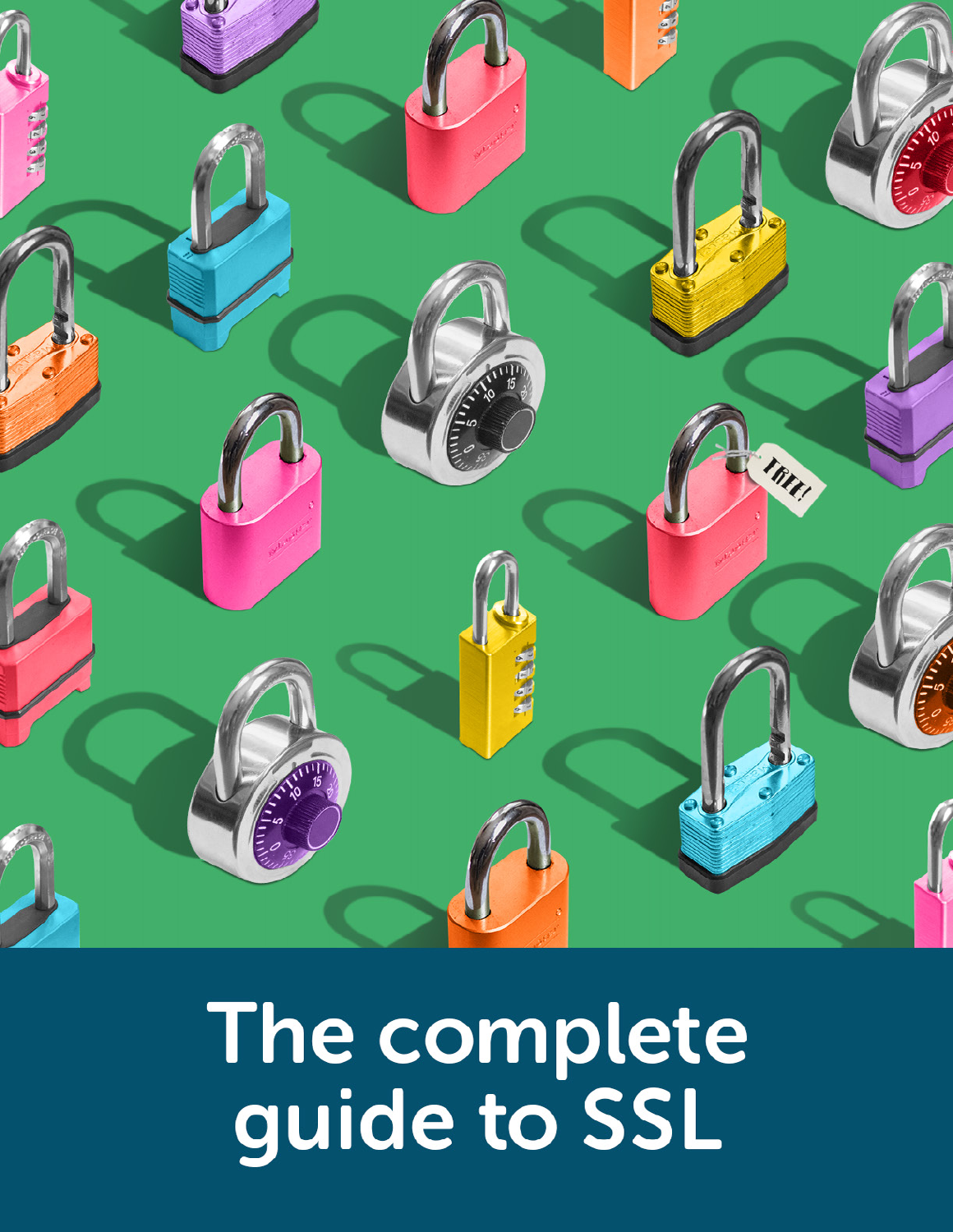# The complete guide to SSL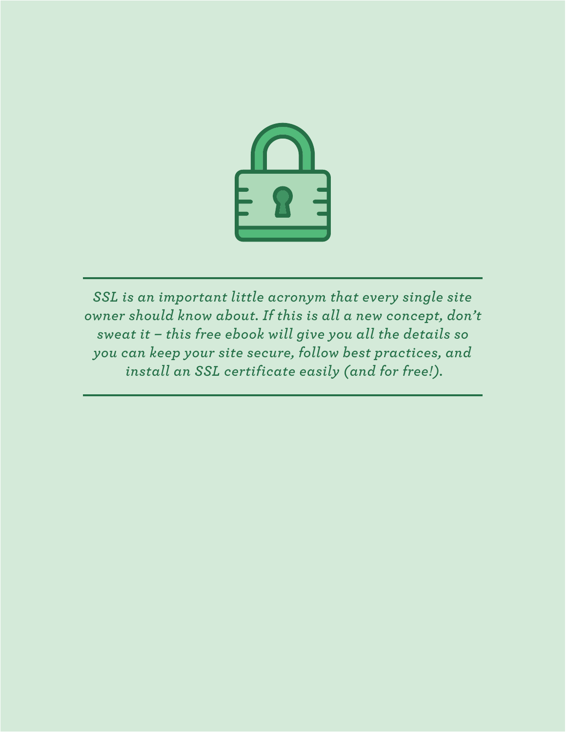*SSL is an important little acronym that every single site owner should know about. If this is all a new concept, don't sweat it – this free ebook will give you all the details so you can keep your site secure, follow best practices, and install an SSL certificate easily (and for free!).*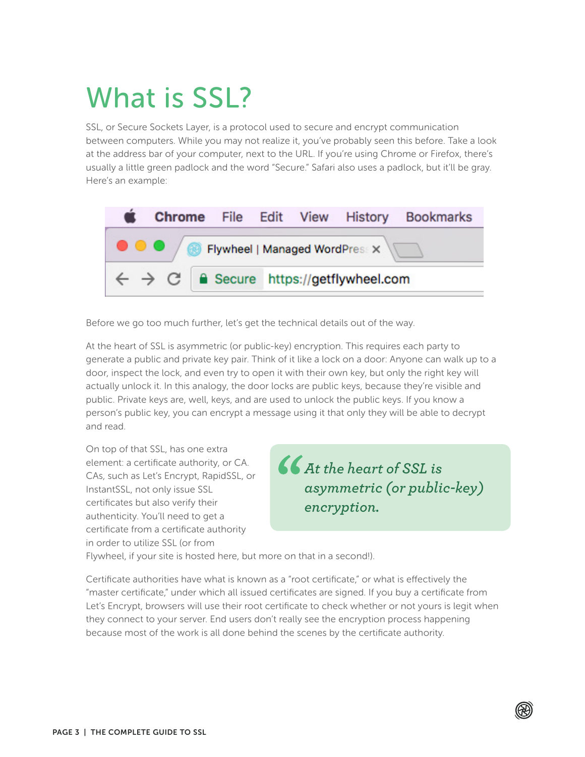# What is SSL?

SSL, or Secure Sockets Layer, is a protocol used to secure and encrypt communication between computers. While you may not realize it, you've probably seen this before. Take a look at the address bar of your computer, next to the URL. If you're using Chrome or Firefox, there's usually a little green padlock and the word "Secure." Safari also uses a padlock, but it'll be gray. Here's an example:

Before we go too much further, let's get the technical details out of the way.

At the heart of SSL is asymmetric (or public-key) encryption. This requires each party to generate a public and private key pair. Think of it like a lock on a door: Anyone can walk up to a door, inspect the lock, and even try to open it with their own key, but only the right key will actually unlock it. In this analogy, the door locks are public keys, because they're visible and public. Private keys are, well, keys, and are used to unlock the public keys. If you know a person's public key, you can encrypt a message using it that only they will be able to decrypt and read.

> *"At the heart of SSL is asymmetric (or public-key) encryption.*

On top of that SSL, has one extra element: a certificate authority, or CA. CAs, such as Let's Encrypt, RapidSSL, or InstantSSL, not only issue SSL certificates but also verify their authenticity. You'll need to get a certificate from a certificate authority in order to utilize SSL (or from Flywheel, if your site is hosted here, but more on that in a second!).

Certificate authorities have what is known as a "root certificate," or what is effectively the "master certificate," under which all issued certificates are signed. If you buy a certificate from Let's Encrypt, browsers will use their root certificate to check whether or not yours is legit when they connect to your server. End users don't really see the encryption process happening because most of the work is all done behind the scenes by the certificate authority.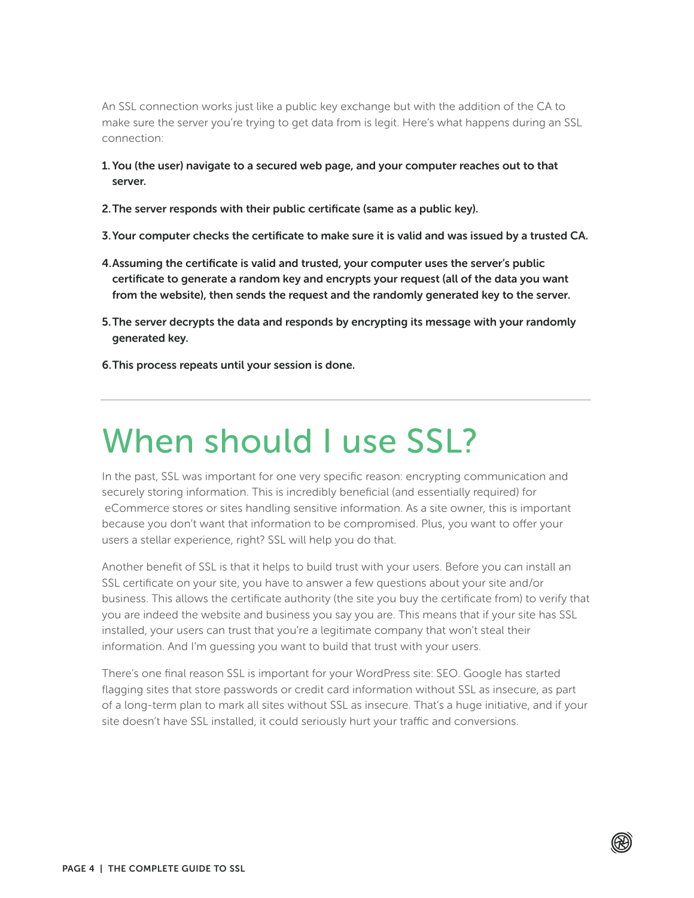An SSL connection works just like a public key exchange but with the addition of the CA to make sure the server you're trying to get data from is legit. Here's what happens during an SSL connection:

1. **You (the user) navigate to a secured web page, and your computer reaches out to that server.**
2. **The server responds with their public certificate (same as a public key).**
3. **Your computer checks the certificate to make sure it is valid and was issued by a trusted CA.**
4. **Assuming the certificate is valid and trusted, your computer uses the server's public certificate to generate a random key and encrypts your request (all of the data you want from the website), then sends the request and the randomly generated key to the server.**
5. **The server decrypts the data and responds by encrypting its message with your randomly generated key.**
6. **This process repeats until your session is done.**

---

# When should I use SSL?

In the past, SSL was important for one very specific reason: encrypting communication and securely storing information. This is incredibly beneficial (and essentially required) for eCommerce stores or sites handling sensitive information. As a site owner, this is important because you don't want that information to be compromised. Plus, you want to offer your users a stellar experience, right? SSL will help you do that.

Another benefit of SSL is that it helps to build trust with your users. Before you can install an SSL certificate on your site, you have to answer a few questions about your site and/or business. This allows the certificate authority (the site you buy the certificate from) to verify that you are indeed the website and business you say you are. This means that if your site has SSL installed, your users can trust that you're a legitimate company that won't steal their information. And I'm guessing you want to build that trust with your users.

There's one final reason SSL is important for your WordPress site: SEO. Google has started flagging sites that store passwords or credit card information without SSL as insecure, as part of a long-term plan to mark all sites without SSL as insecure. That's a huge initiative, and if your site doesn't have SSL installed, it could seriously hurt your traffic and conversions.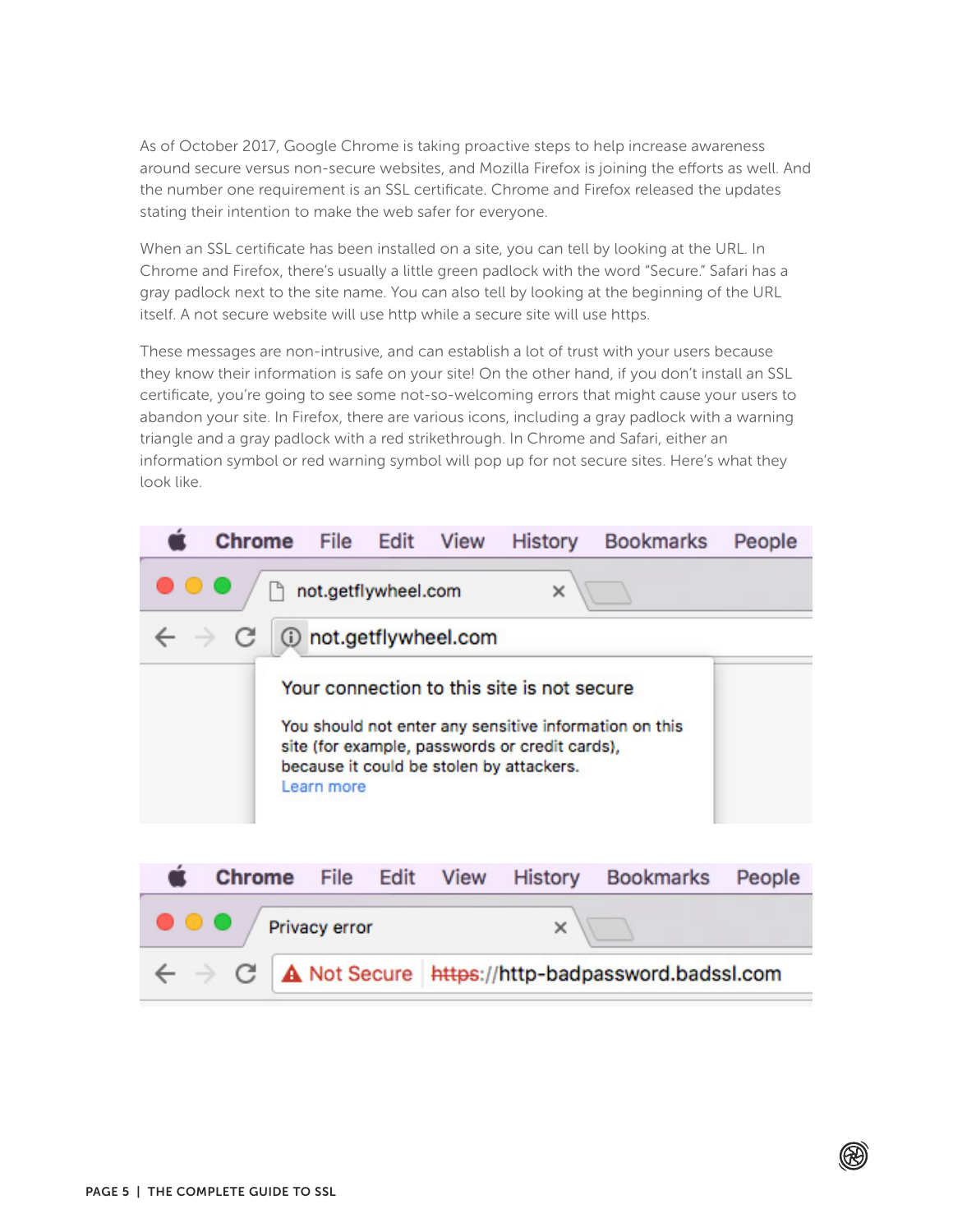As of October 2017, Google Chrome is taking proactive steps to help increase awareness around secure versus non-secure websites, and Mozilla Firefox is joining the efforts as well. And the number one requirement is an SSL certificate. Chrome and Firefox released the updates stating their intention to make the web safer for everyone.

When an SSL certificate has been installed on a site, you can tell by looking at the URL. In Chrome and Firefox, there's usually a little green padlock with the word "Secure." Safari has a gray padlock next to the site name. You can also tell by looking at the beginning of the URL itself. A not secure website will use http while a secure site will use https.

These messages are non-intrusive, and can establish a lot of trust with your users because they know their information is safe on your site! On the other hand, if you don't install an SSL certificate, you're going to see some not-so-welcoming errors that might cause your users to abandon your site. In Firefox, there are various icons, including a gray padlock with a warning triangle and a gray padlock with a red strikethrough. In Chrome and Safari, either an information symbol or red warning symbol will pop up for not secure sites. Here's what they look like.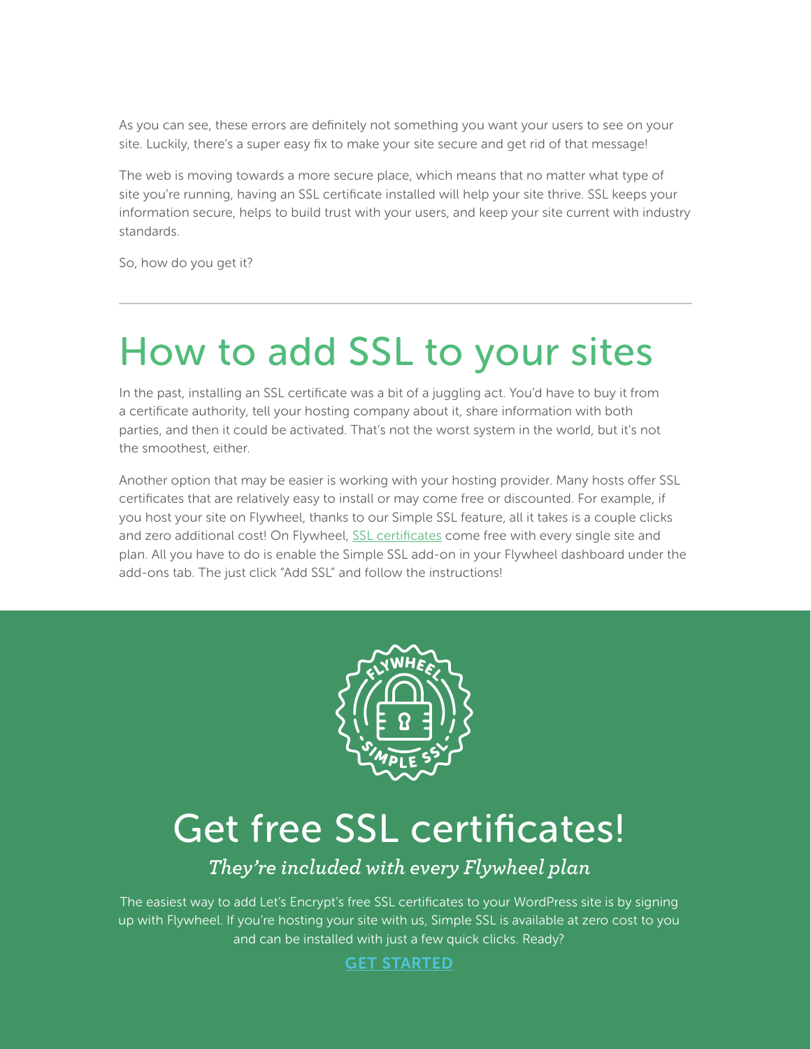As you can see, these errors are definitely not something you want your users to see on your site. Luckily, there's a super easy fix to make your site secure and get rid of that message!

The web is moving towards a more secure place, which means that no matter what type of site you're running, having an SSL certificate installed will help your site thrive. SSL keeps your information secure, helps to build trust with your users, and keep your site current with industry standards.

So, how do you get it?

---

# How to add SSL to your sites

In the past, installing an SSL certificate was a bit of a juggling act. You'd have to buy it from a certificate authority, tell your hosting company about it, share information with both parties, and then it could be activated. That's not the worst system in the world, but it's not the smoothest, either.

Another option that may be easier is working with your hosting provider. Many hosts offer SSL certificates that are relatively easy to install or may come free or discounted. For example, if you host your site on Flywheel, thanks to our Simple SSL feature, all it takes is a couple clicks and zero additional cost! On Flywheel, [SSL certificates]() come free with every single site and plan. All you have to do is enable the Simple SSL add-on in your Flywheel dashboard under the add-ons tab. The just click "Add SSL" and follow the instructions!

## Get free SSL certificates!

*They're included with every Flywheel plan*

The easiest way to add Let's Encrypt's free SSL certificates to your WordPress site is by signing up with Flywheel. If you're hosting your site with us, Simple SSL is available at zero cost to you and can be installed with just a few quick clicks. Ready?

[GET STARTED]()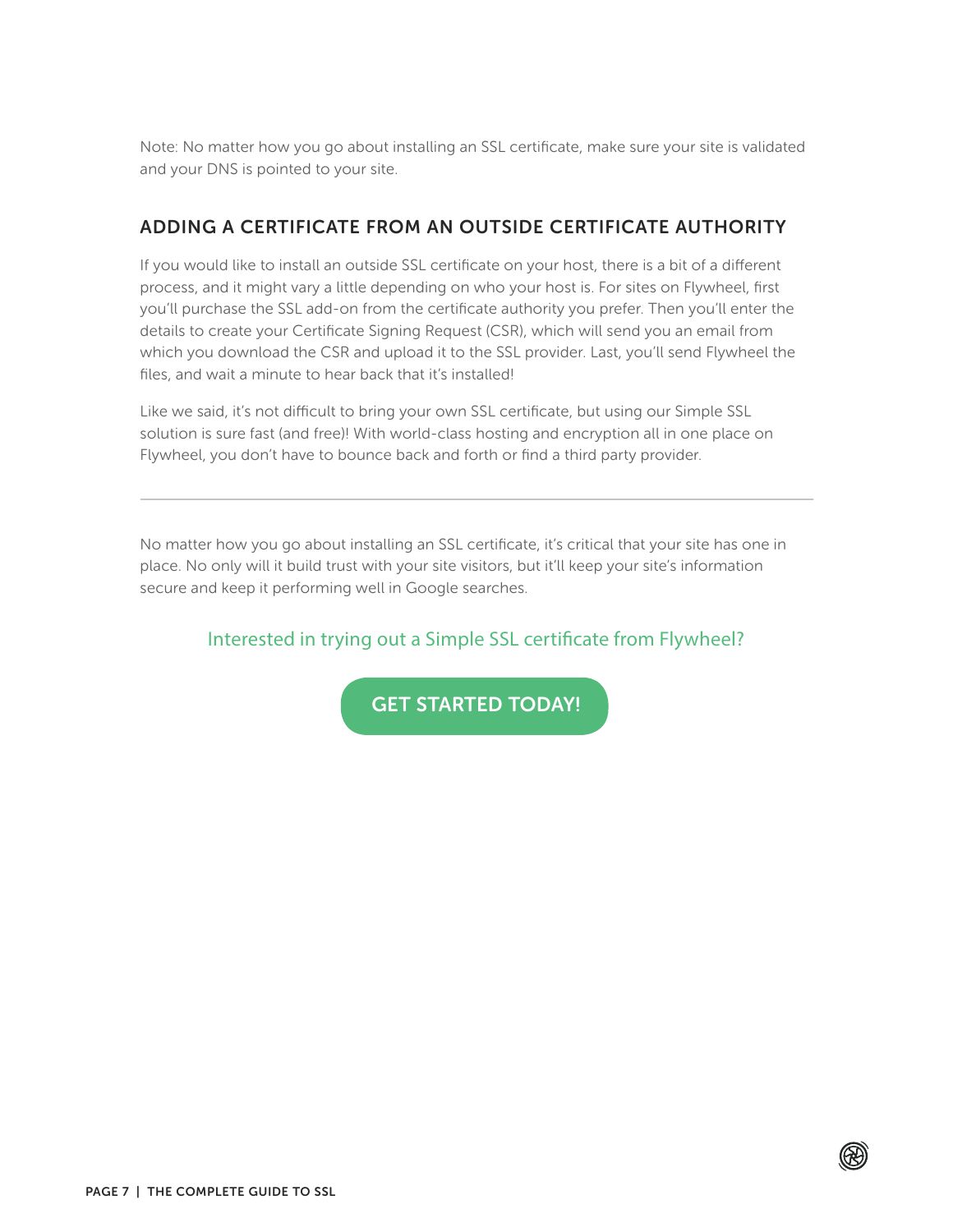Note: No matter how you go about installing an SSL certificate, make sure your site is validated and your DNS is pointed to your site.

## ADDING A CERTIFICATE FROM AN OUTSIDE CERTIFICATE AUTHORITY

If you would like to install an outside SSL certificate on your host, there is a bit of a different process, and it might vary a little depending on who your host is. For sites on Flywheel, first you'll purchase the SSL add-on from the certificate authority you prefer. Then you'll enter the details to create your Certificate Signing Request (CSR), which will send you an email from which you download the CSR and upload it to the SSL provider. Last, you'll send Flywheel the files, and wait a minute to hear back that it's installed!

Like we said, it's not difficult to bring your own SSL certificate, but using our Simple SSL solution is sure fast (and free)! With world-class hosting and encryption all in one place on Flywheel, you don't have to bounce back and forth or find a third party provider.

---

No matter how you go about installing an SSL certificate, it's critical that your site has one in place. No only will it build trust with your site visitors, but it'll keep your site's information secure and keep it performing well in Google searches.

Interested in trying out a Simple SSL certificate from Flywheel?

**GET STARTED TODAY!**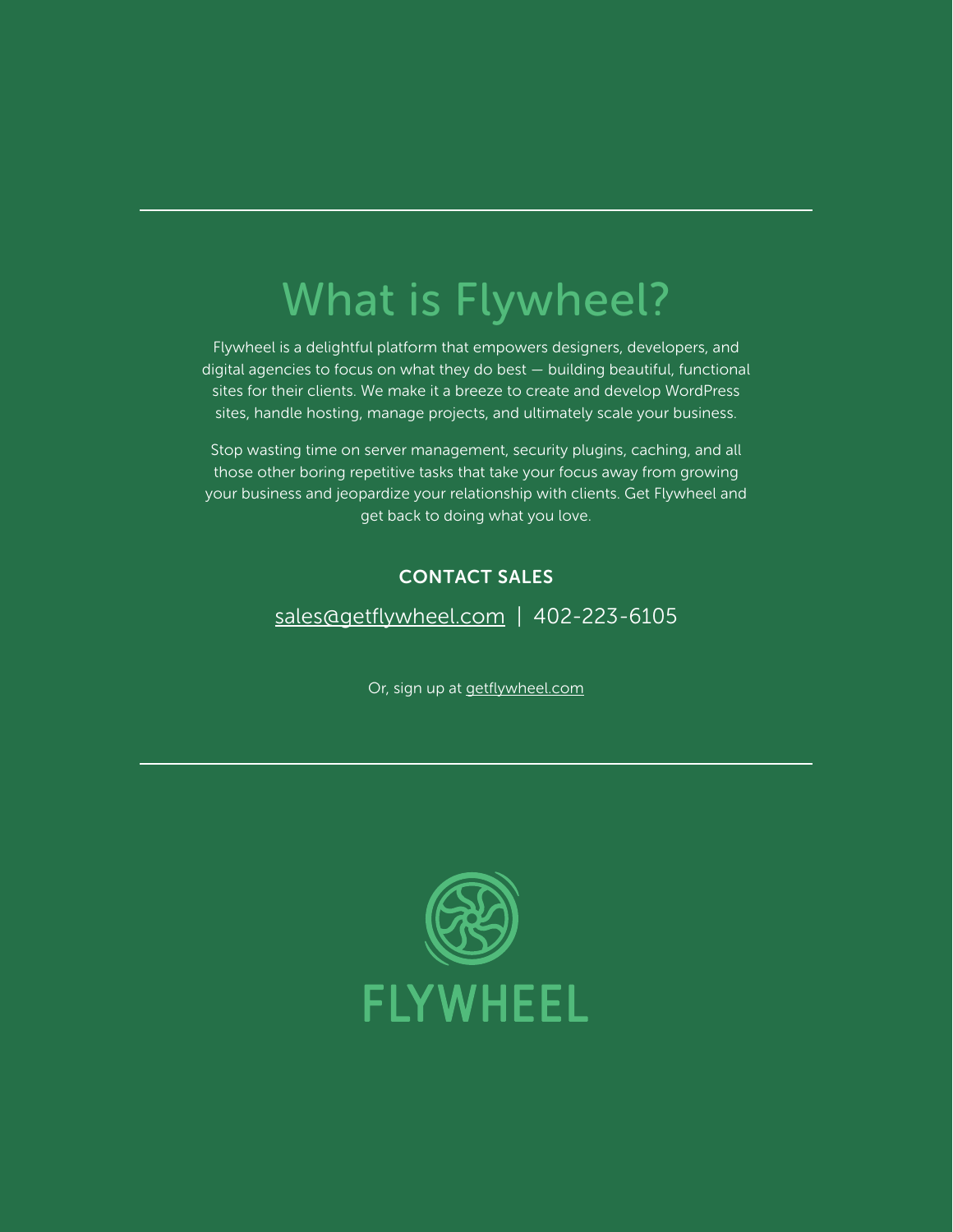# What is Flywheel?

Flywheel is a delightful platform that empowers designers, developers, and digital agencies to focus on what they do best — building beautiful, functional sites for their clients. We make it a breeze to create and develop WordPress sites, handle hosting, manage projects, and ultimately scale your business.

Stop wasting time on server management, security plugins, caching, and all those other boring repetitive tasks that take your focus away from growing your business and jeopardize your relationship with clients. Get Flywheel and get back to doing what you love.

**CONTACT SALES**

sales@getflywheel.com | 402-223-6105

Or, sign up at getflywheel.com

FLYWHEEL